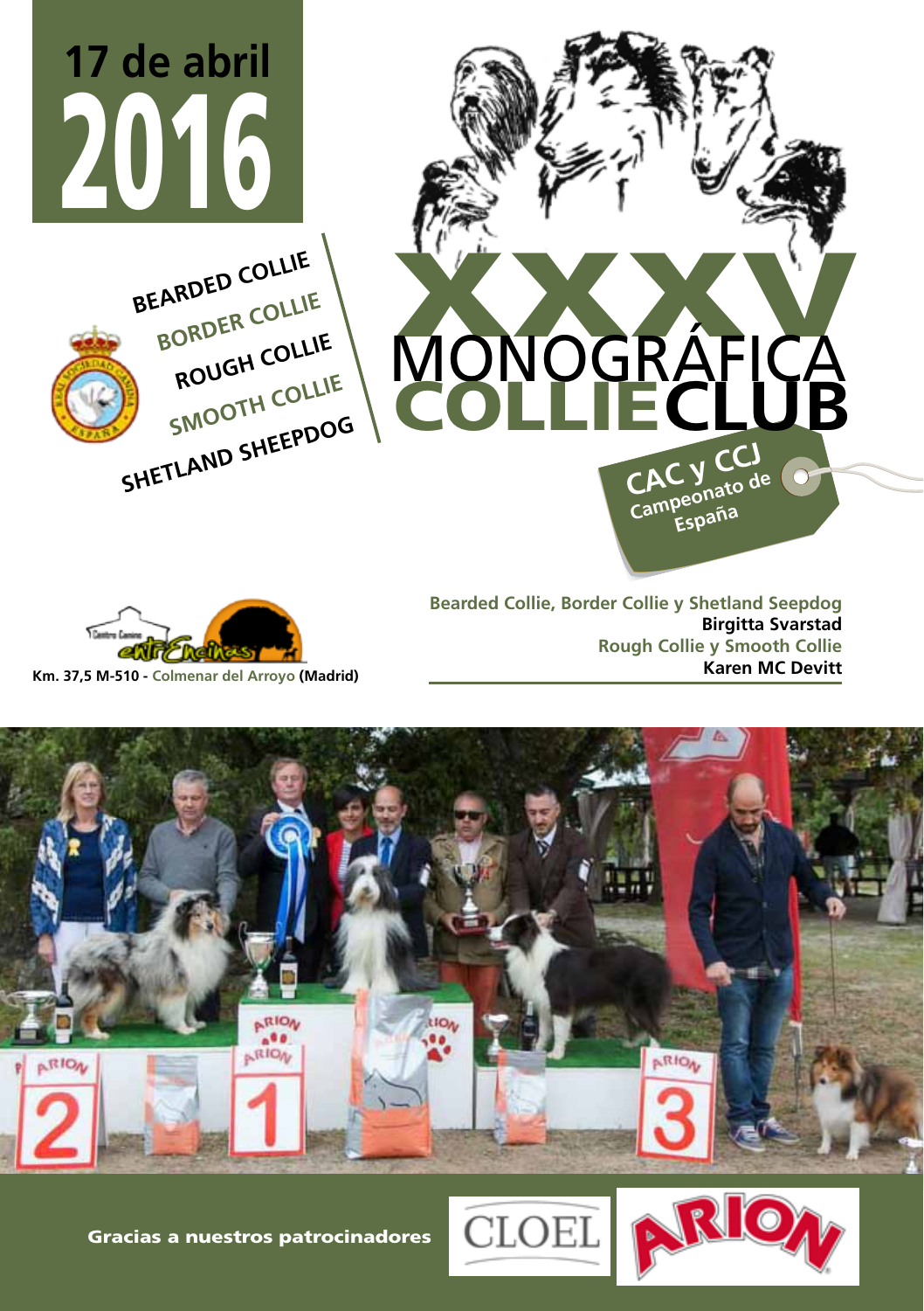# 17 de abril 2016

**BEARDED COLLIE**
**BORDER COLLIE**
**ROUGH COLLIE**
**SMOOTH COLLIE**
**SHETLAND SHEEPDOG**

# XXXV MONOGRÁFICA COLLIE CLUB

**CAC y CCJ**
**Campeonato de España**

Km. 37,5 M-510 - Colmenar del Arroyo (Madrid)

Bearded Collie, Border Collie y Shetland Seepdog
**Birgitta Svarstad**
Rough Collie y Smooth Collie
**Karen MC Devitt**

**Gracias a nuestros patrocinadores**

CLOEL

ARION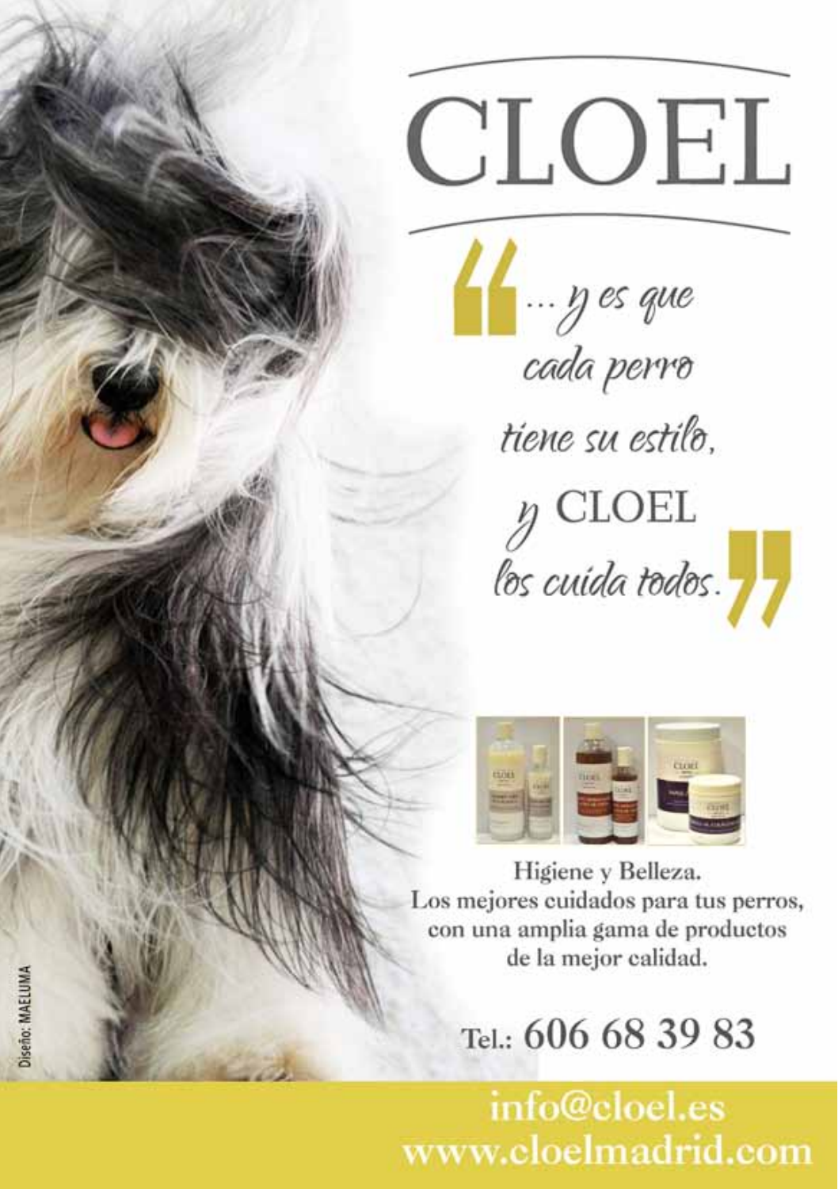# CLOEL

"...y es que cada perro tiene su estilo, y CLOEL los cuida todos."

Higiene y Belleza.
Los mejores cuidados para tus perros, con una amplia gama de productos de la mejor calidad.

Tel.: 606 68 39 83

info@cloel.es
www.cloelmadrid.com

Diseño: MAELUMA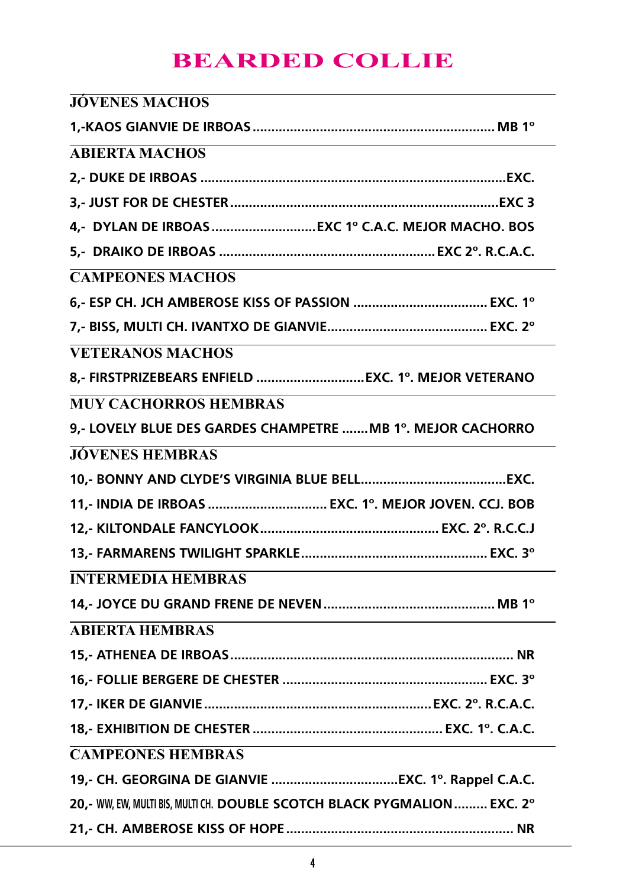# BEARDED COLLIE

## JÓVENES MACHOS

**1,-KAOS GIANVIE DE IRBOAS ................................................ MB 1º**

## ABIERTA MACHOS

**2,- DUKE DE IRBOAS ................................................................EXC.**

**3,- JUST FOR DE CHESTER .......................................................EXC 3**

**4,- DYLAN DE IRBOAS ............................EXC 1º C.A.C. MEJOR MACHO. BOS**

**5,- DRAIKO DE IRBOAS .......................................................... EXC 2º. R.C.A.C.**

## CAMPEONES MACHOS

**6,- ESP CH. JCH AMBEROSE KISS OF PASSION .................................... EXC. 1º**

**7,- BISS, MULTI CH. IVANTXO DE GIANVIE........................................... EXC. 2º**

## VETERANOS MACHOS

**8,- FIRSTPRIZEBEARS ENFIELD .............................EXC. 1º. MEJOR VETERANO**

## MUY CACHORROS HEMBRAS

**9,- LOVELY BLUE DES GARDES CHAMPETRE .......MB 1º. MEJOR CACHORRO**

## JÓVENES HEMBRAS

**10,- BONNY AND CLYDE'S VIRGINIA BLUE BELL.......................................EXC.**

**11,- INDIA DE IRBOAS ............................... EXC. 1º. MEJOR JOVEN. CCJ. BOB**

**12,- KILTONDALE FANCYLOOK............................................... EXC. 2º. R.C.C.J**

**13,- FARMARENS TWILIGHT SPARKLE................................................. EXC. 3º**

## INTERMEDIA HEMBRAS

**14,- JOYCE DU GRAND FRENE DE NEVEN............................................. MB 1º**

## ABIERTA HEMBRAS

**15,- ATHENEA DE IRBOAS........................................................................... NR**

**16,- FOLLIE BERGERE DE CHESTER ...................................................... EXC. 3º**

**17,- IKER DE GIANVIE ............................................................EXC. 2º. R.C.A.C.**

**18,- EXHIBITION DE CHESTER .................................................. EXC. 1º. C.A.C.**

## CAMPEONES HEMBRAS

**19,- CH. GEORGINA DE GIANVIE ..................................EXC. 1º. Rappel C.A.C.**

**20,- WW, EW, MULTI BIS, MULTI CH. DOUBLE SCOTCH BLACK PYGMALION......... EXC. 2º**

**21,- CH. AMBEROSE KISS OF HOPE ............................................................. NR**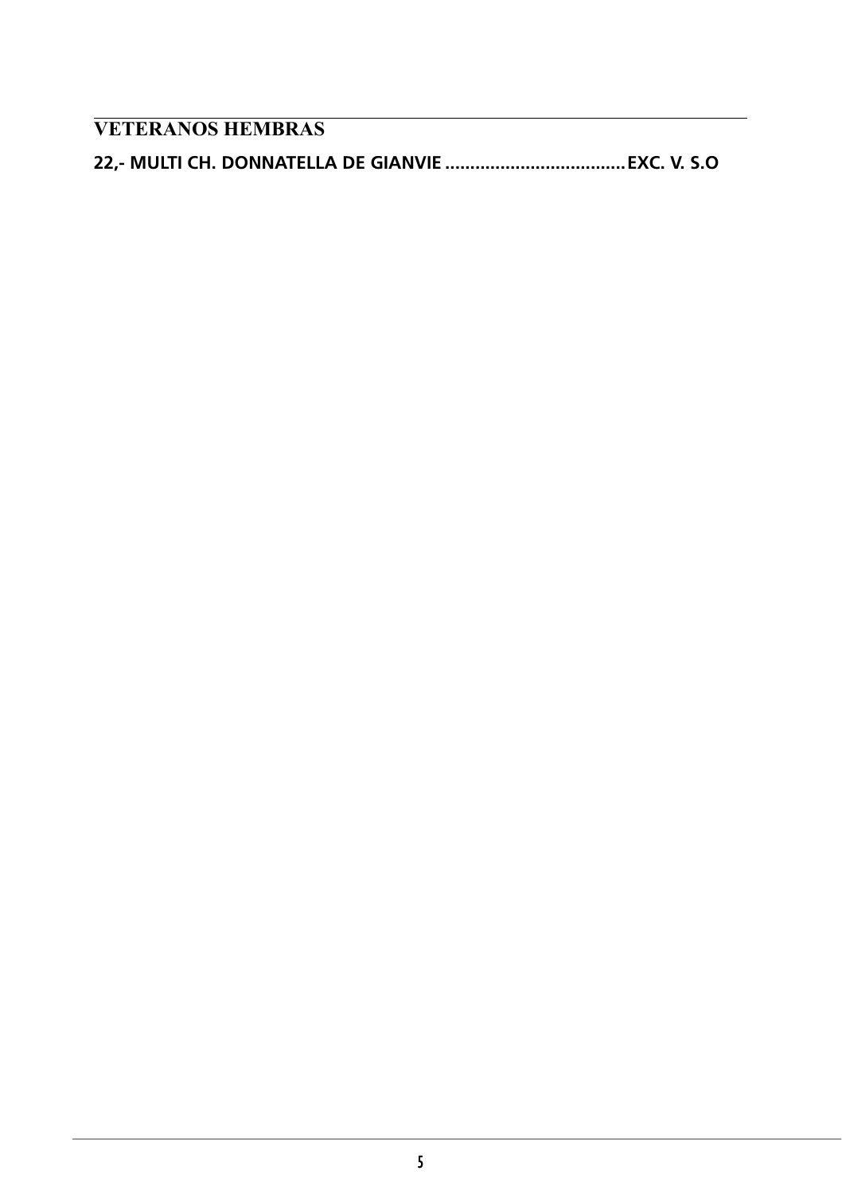## VETERANOS HEMBRAS

**22,- MULTI CH. DONNATELLA DE GIANVIE ....................................EXC. V. S.O**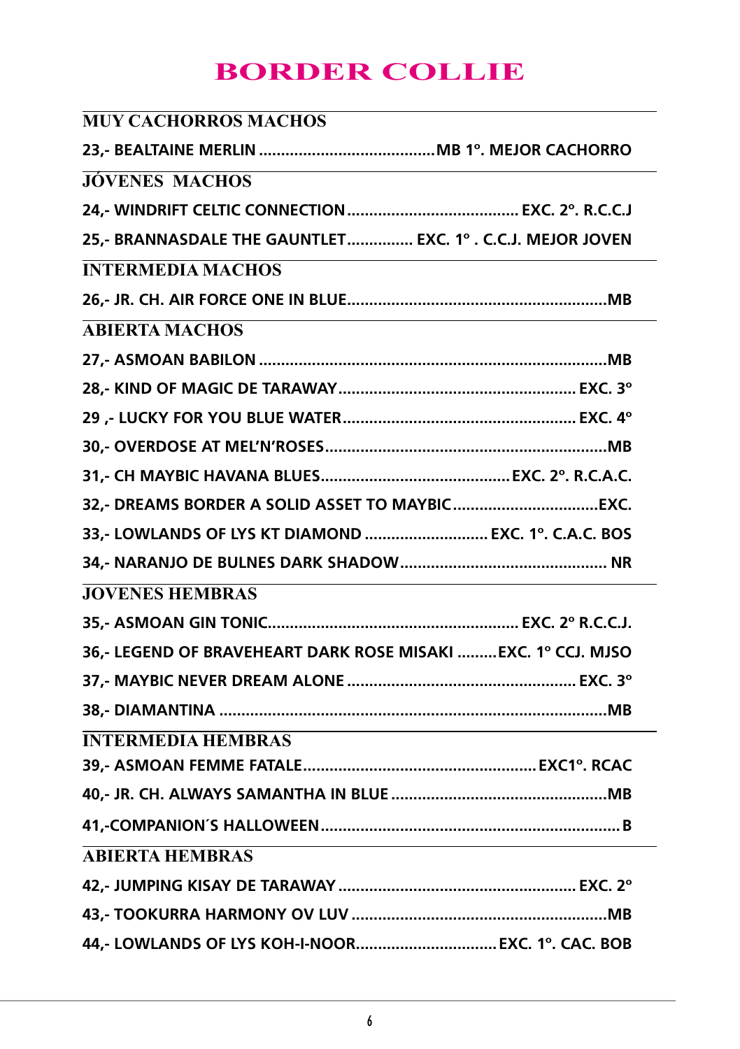# BORDER COLLIE

## MUY CACHORROS MACHOS

23,- BEALTAINE MERLIN ........................................MB 1º. MEJOR CACHORRO

## JÓVENES MACHOS

24,- WINDRIFT CELTIC CONNECTION....................................... EXC. 2º. R.C.C.J

25,- BRANNASDALE THE GAUNTLET............... EXC. 1º . C.C.J. MEJOR JOVEN

## INTERMEDIA MACHOS

26,- JR. CH. AIR FORCE ONE IN BLUE...........................................................MB

## ABIERTA MACHOS

27,- ASMOAN BABILON ..............................................................................MB

28,- KIND OF MAGIC DE TARAWAY...................................................... EXC. 3º

29 ,- LUCKY FOR YOU BLUE WATER..................................................... EXC. 4º

30,- OVERDOSE AT MEL'N'ROSES................................................................MB

31,- CH MAYBIC HAVANA BLUES...........................................EXC. 2º. R.C.A.C.

32,- DREAMS BORDER A SOLID ASSET TO MAYBIC.................................EXC.

33,- LOWLANDS OF LYS KT DIAMOND ............................ EXC. 1º. C.A.C. BOS

34,- NARANJO DE BULNES DARK SHADOW............................................... NR

## JOVENES HEMBRAS

35,- ASMOAN GIN TONIC......................................................... EXC. 2º R.C.C.J.

36,- LEGEND OF BRAVEHEART DARK ROSE MISAKI .........EXC. 1º CCJ. MJSO

37,- MAYBIC NEVER DREAM ALONE .................................................... EXC. 3º

38,- DIAMANTINA .........................................................................................MB

## INTERMEDIA HEMBRAS

39,- ASMOAN FEMME FATALE.....................................................EXC1º. RCAC

40,- JR. CH. ALWAYS SAMANTHA IN BLUE .................................................MB

41,-COMPANION´S HALLOWEEN.................................................................... B

## ABIERTA HEMBRAS

42,- JUMPING KISAY DE TARAWAY ...................................................... EXC. 2º

43,- TOOKURRA HARMONY OV LUV ..........................................................MB

44,- LOWLANDS OF LYS KOH-I-NOOR................................ EXC. 1º. CAC. BOB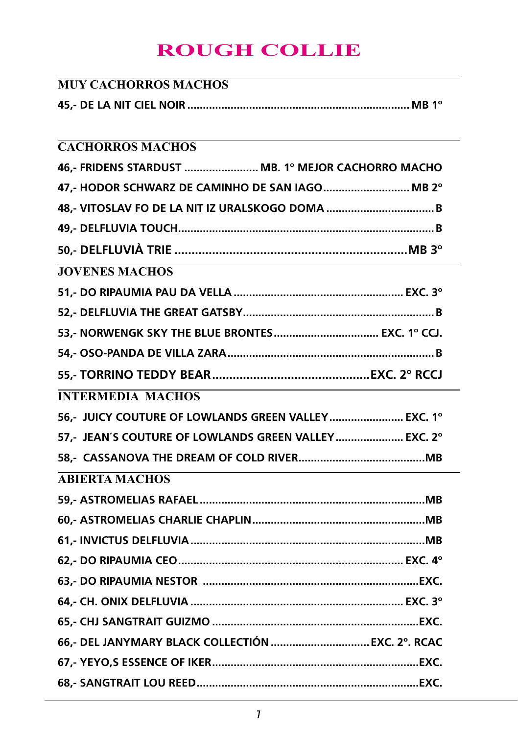# ROUGH COLLIE

## MUY CACHORROS MACHOS

45,- DE LA NIT CIEL NOIR ........................................................................ MB 1º

## CACHORROS MACHOS

46,- FRIDENS STARDUST ........................ MB. 1º MEJOR CACHORRO MACHO

47,- HODOR SCHWARZ DE CAMINHO DE SAN IAGO ............................ MB 2º

48,- VITOSLAV FO DE LA NIT IZ URALSKOGO DOMA ................................... B

49,- DELFLUVIA TOUCH.................................................................................. B

50,- DELFLUVIÀ TRIE ....................................................................MB 3º

## JOVENES MACHOS

51,- DO RIPAUMIA PAU DA VELLA ....................................................... EXC. 3º

52,- DELFLUVIA THE GREAT GATSBY............................................................... B

53,- NORWENGK SKY THE BLUE BRONTES.................................. EXC. 1º CCJ.

54,- OSO-PANDA DE VILLA ZARA................................................................... B

55,- TORRINO TEDDY BEAR.............................................EXC. 2º RCCJ

## INTERMEDIA MACHOS

56,- JUICY COUTURE OF LOWLANDS GREEN VALLEY........................ EXC. 1º

57,- JEAN´S COUTURE OF LOWLANDS GREEN VALLEY...................... EXC. 2º

58,- CASSANOVA THE DREAM OF COLD RIVER.........................................MB

## ABIERTA MACHOS

59,- ASTROMELIAS RAFAEL.........................................................................MB

60,- ASTROMELIAS CHARLIE CHAPLIN.......................................................MB

61,- INVICTUS DELFLUVIA...........................................................................MB

62,- DO RIPAUMIA CEO........................................................................ EXC. 4º

63,- DO RIPAUMIA NESTOR ......................................................................EXC.

64,- CH. ONIX DELFLUVIA ..................................................................... EXC. 3º

65,- CHJ SANGTRAIT GUIZMO ...................................................................EXC.

66,- DEL JANYMARY BLACK COLLECTIÓN ................................EXC. 2º. RCAC

67,- YEYO,S ESSENCE OF IKER...................................................................EXC.

68,- SANGTRAIT LOU REED........................................................................EXC.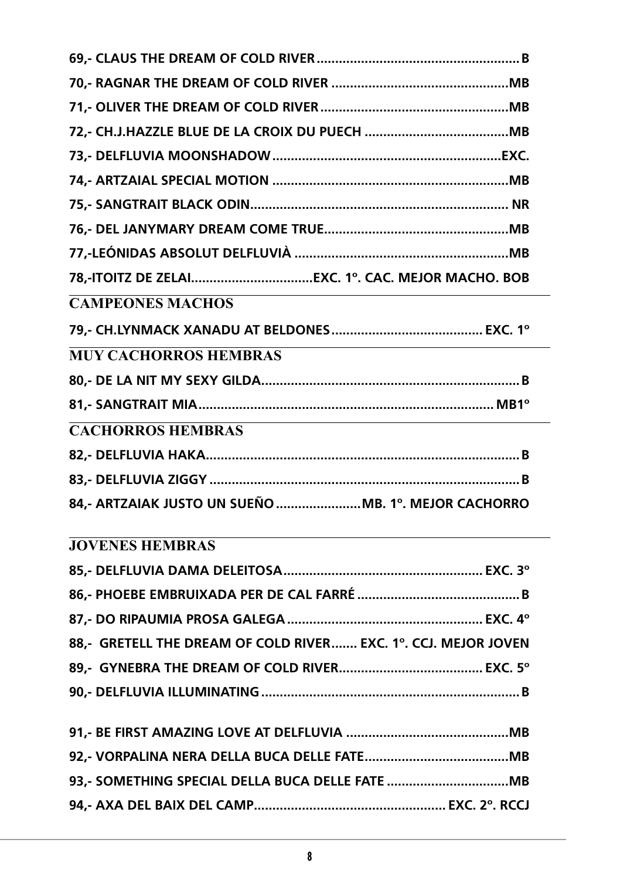**69,- CLAUS THE DREAM OF COLD RIVER......................................................B**

**70,- RAGNAR THE DREAM OF COLD RIVER ................................................MB**

**71,- OLIVER THE DREAM OF COLD RIVER...................................................MB**

**72,- CH.J.HAZZLE BLUE DE LA CROIX DU PUECH .......................................MB**

**73,- DELFLUVIA MOONSHADOW.............................................................EXC.**

**74,- ARTZAIAL SPECIAL MOTION ...............................................................MB**

**75,- SANGTRAIT BLACK ODIN..................................................................... NR**

**76,- DEL JANYMARY DREAM COME TRUE..................................................MB**

**77,-LEÓNIDAS ABSOLUT DELFLUVIÀ ..........................................................MB**

**78,-ITOITZ DE ZELAI.................................EXC. 1º. CAC. MEJOR MACHO. BOB**

## CAMPEONES MACHOS

**79,- CH.LYNMACK XANADU AT BELDONES......................................... EXC. 1º**

## MUY CACHORROS HEMBRAS

**80,- DE LA NIT MY SEXY GILDA.......................................................................B**

**81,- SANGTRAIT MIA................................................................................ MB1º**

## CACHORROS HEMBRAS

**82,- DELFLUVIA HAKA.....................................................................................B**

**83,- DELFLUVIA ZIGGY ....................................................................................B**

**84,- ARTZAIAK JUSTO UN SUEÑO .......................MB. 1º. MEJOR CACHORRO**

## JOVENES HEMBRAS

**85,- DELFLUVIA DAMA DELEITOSA...................................................... EXC. 3º**

**86,- PHOEBE EMBRUIXADA PER DE CAL FARRÉ ............................................B**

**87,- DO RIPAUMIA PROSA GALEGA ..................................................... EXC. 4º**

**88,- GRETELL THE DREAM OF COLD RIVER....... EXC. 1º. CCJ. MEJOR JOVEN**

**89,- GYNEBRA THE DREAM OF COLD RIVER....................................... EXC. 5º**

**90,- DELFLUVIA ILLUMINATING.......................................................................B**

**91,- BE FIRST AMAZING LOVE AT DELFLUVIA ............................................MB**

**92,- VORPALINA NERA DELLA BUCA DELLE FATE.......................................MB**

**93,- SOMETHING SPECIAL DELLA BUCA DELLE FATE .................................MB**

**94,- AXA DEL BAIX DEL CAMP................................................... EXC. 2º. RCCJ**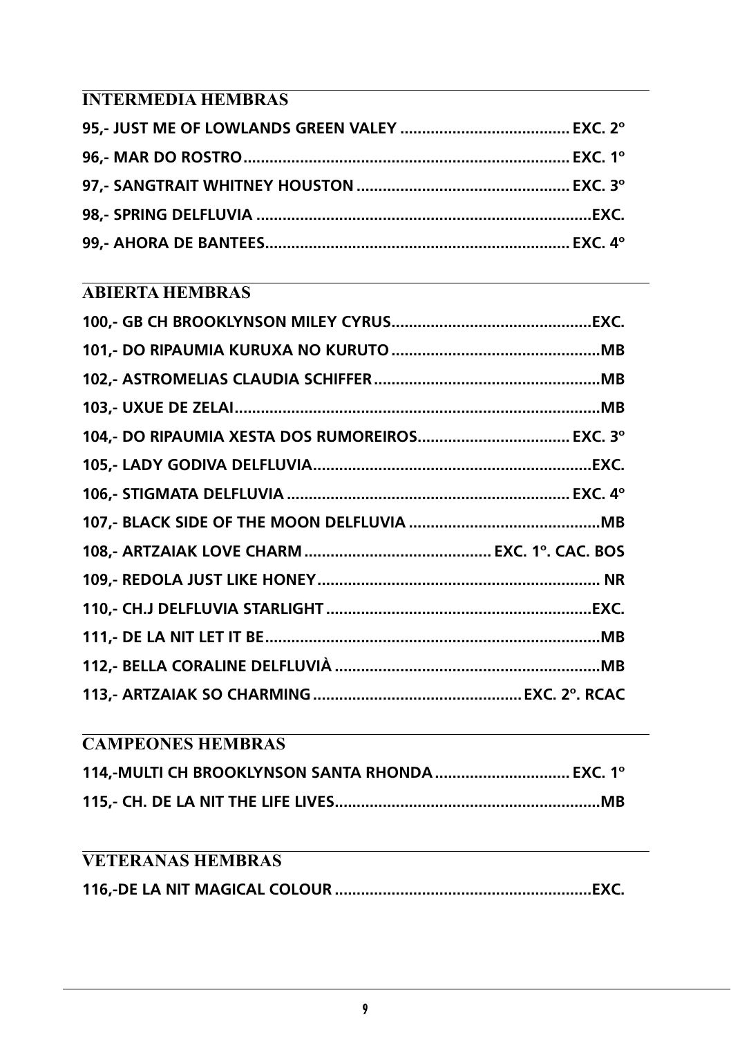## INTERMEDIA HEMBRAS

**95,- JUST ME OF LOWLANDS GREEN VALEY ....................................... EXC. 2º**

**96,- MAR DO ROSTRO........................................................................... EXC. 1º**

**97,- SANGTRAIT WHITNEY HOUSTON ................................................ EXC. 3º**

**98,- SPRING DELFLUVIA ............................................................................EXC.**

**99,- AHORA DE BANTEES..................................................................... EXC. 4º**

## ABIERTA HEMBRAS

**100,- GB CH BROOKLYNSON MILEY CYRUS...............................................EXC.**

**101,- DO RIPAUMIA KURUXA NO KURUTO ................................................MB**

**102,- ASTROMELIAS CLAUDIA SCHIFFER ....................................................MB**

**103,- UXUE DE ZELAI.....................................................................................MB**

**104,- DO RIPAUMIA XESTA DOS RUMOREIROS.................................. EXC. 3º**

**105,- LADY GODIVA DELFLUVIA.................................................................EXC.**

**106,- STIGMATA DELFLUVIA ................................................................. EXC. 4º**

**107,- BLACK SIDE OF THE MOON DELFLUVIA ............................................MB**

**108,- ARTZAIAK LOVE CHARM .......................................... EXC. 1º. CAC. BOS**

**109,- REDOLA JUST LIKE HONEY................................................................. NR**

**110,- CH.J DELFLUVIA STARLIGHT .............................................................EXC.**

**111,- DE LA NIT LET IT BE.............................................................................MB**

**112,- BELLA CORALINE DELFLUVIÀ .............................................................MB**

**113,- ARTZAIAK SO CHARMING ................................................EXC. 2º. RCAC**

## CAMPEONES HEMBRAS

**114,-MULTI CH BROOKLYNSON SANTA RHONDA ............................... EXC. 1º**

**115,- CH. DE LA NIT THE LIFE LIVES.............................................................MB**

## VETERANAS HEMBRAS

**116,-DE LA NIT MAGICAL COLOUR ...........................................................EXC.**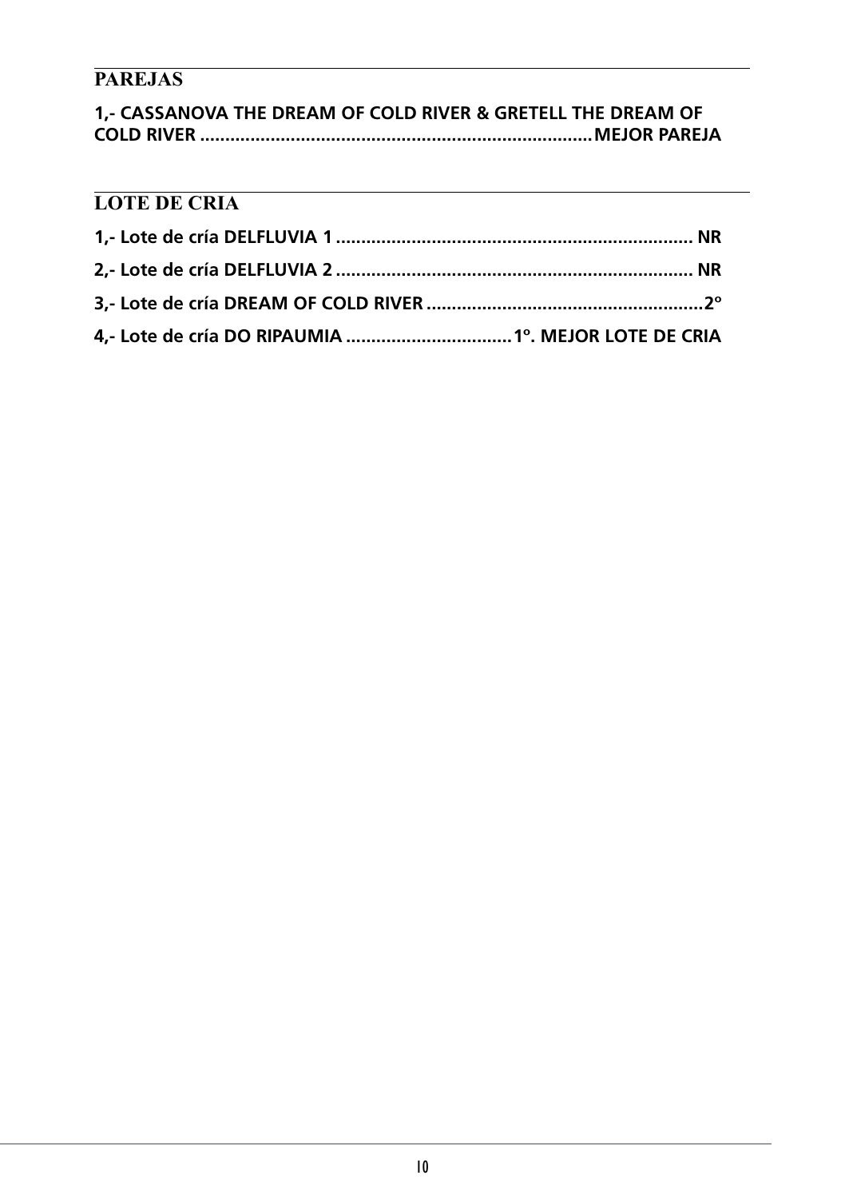## PAREJAS

**1,- CASSANOVA THE DREAM OF COLD RIVER & GRETELL THE DREAM OF COLD RIVER .............................................................................MEJOR PAREJA**

## LOTE DE CRIA

**1,- Lote de cría DELFLUVIA 1 ...................................................................... NR**

**2,- Lote de cría DELFLUVIA 2 ...................................................................... NR**

**3,- Lote de cría DREAM OF COLD RIVER .......................................................2º**

**4,- Lote de cría DO RIPAUMIA .................................1º. MEJOR LOTE DE CRIA**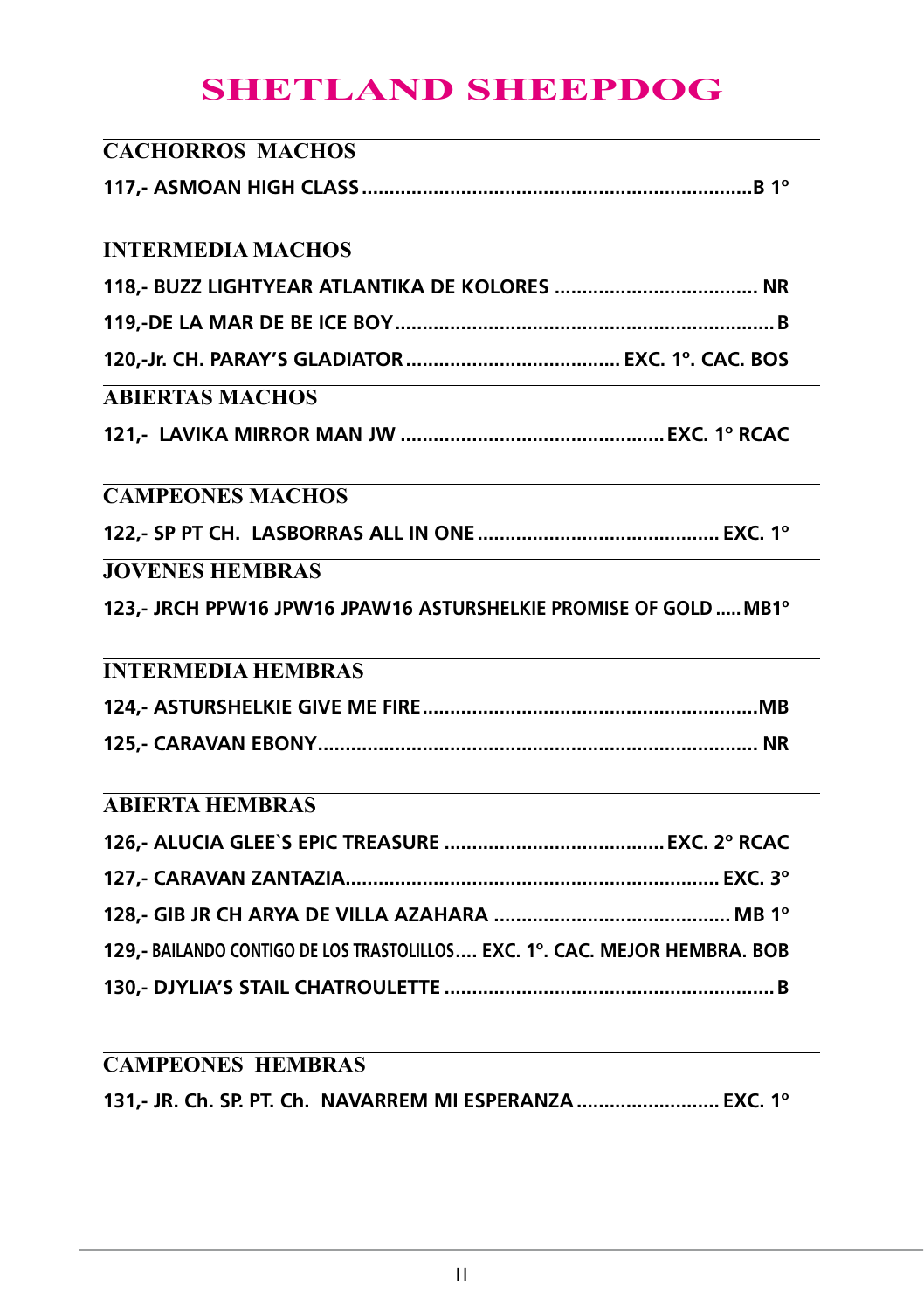# SHETLAND SHEEPDOG

## CACHORROS MACHOS

**117,- ASMOAN HIGH CLASS ........................................................................ B 1º**

## INTERMEDIA MACHOS

**118,- BUZZ LIGHTYEAR ATLANTIKA DE KOLORES ..................................... NR**

**119,-DE LA MAR DE BE ICE BOY ..................................................................... B**

**120,-Jr. CH. PARAY'S GLADIATOR ....................................... EXC. 1º. CAC. BOS**

## ABIERTAS MACHOS

**121,- LAVIKA MIRROR MAN JW ................................................ EXC. 1º RCAC**

## CAMPEONES MACHOS

**122,- SP PT CH. LASBORRAS ALL IN ONE ............................................ EXC. 1º**

## JOVENES HEMBRAS

**123,- JRCH PPW16 JPW16 JPAW16 ASTURSHELKIE PROMISE OF GOLD ..... MB1º**

## INTERMEDIA HEMBRAS

**124,- ASTURSHELKIE GIVE ME FIRE ............................................................ MB**

**125,- CARAVAN EBONY.............................................................................. NR**

## ABIERTA HEMBRAS

**126,- ALUCIA GLEE`S EPIC TREASURE ....................................... EXC. 2º RCAC**

**127,- CARAVAN ZANTAZIA.................................................................... EXC. 3º**

**128,- GIB JR CH ARYA DE VILLA AZAHARA ........................................... MB 1º**

**129,- BAILANDO CONTIGO DE LOS TRASTOLILLOS.... EXC. 1º. CAC. MEJOR HEMBRA. BOB**

**130,- DJYLIA'S STAIL CHATROULETTE ........................................................... B**

## CAMPEONES HEMBRAS

**131,- JR. Ch. SP. PT. Ch. NAVARREM MI ESPERANZA .......................... EXC. 1º**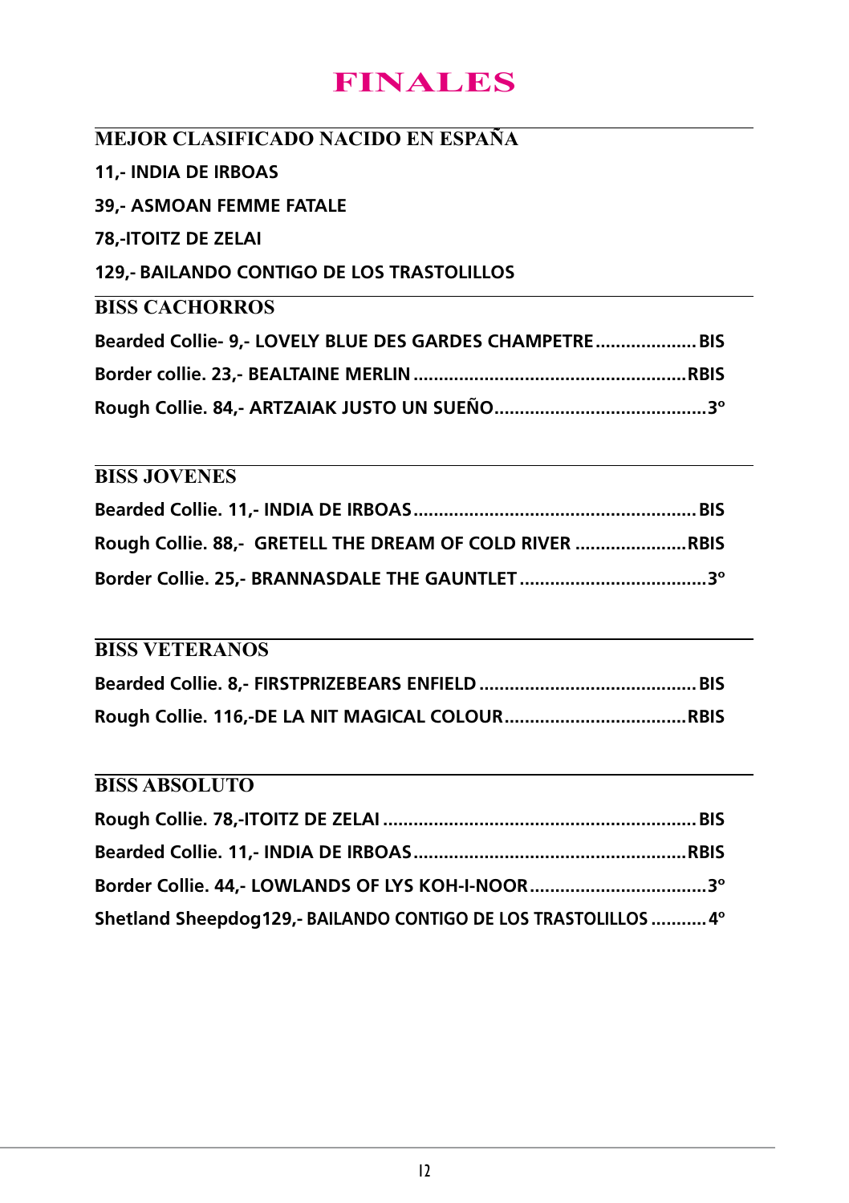# FINALES

## MEJOR CLASIFICADO NACIDO EN ESPAÑA

**11,- INDIA DE IRBOAS**

**39,- ASMOAN FEMME FATALE**

**78,-ITOITZ DE ZELAI**

**129,- BAILANDO CONTIGO DE LOS TRASTOLILLOS**

## BISS CACHORROS

**Bearded Collie- 9,- LOVELY BLUE DES GARDES CHAMPETRE.................... BIS**

**Border collie. 23,- BEALTAINE MERLIN ......................................................RBIS**

**Rough Collie. 84,- ARTZAIAK JUSTO UN SUEÑO..........................................3º**

## BISS JOVENES

**Bearded Collie. 11,- INDIA DE IRBOAS........................................................ BIS**

**Rough Collie. 88,- GRETELL THE DREAM OF COLD RIVER ......................RBIS**

**Border Collie. 25,- BRANNASDALE THE GAUNTLET .....................................3º**

## BISS VETERANOS

**Bearded Collie. 8,- FIRSTPRIZEBEARS ENFIELD ........................................... BIS**

**Rough Collie. 116,-DE LA NIT MAGICAL COLOUR....................................RBIS**

## BISS ABSOLUTO

**Rough Collie. 78,-ITOITZ DE ZELAI .............................................................. BIS**

**Bearded Collie. 11,- INDIA DE IRBOAS......................................................RBIS**

**Border Collie. 44,- LOWLANDS OF LYS KOH-I-NOOR...................................3º**

**Shetland Sheepdog129,- BAILANDO CONTIGO DE LOS TRASTOLILLOS ........... 4º**